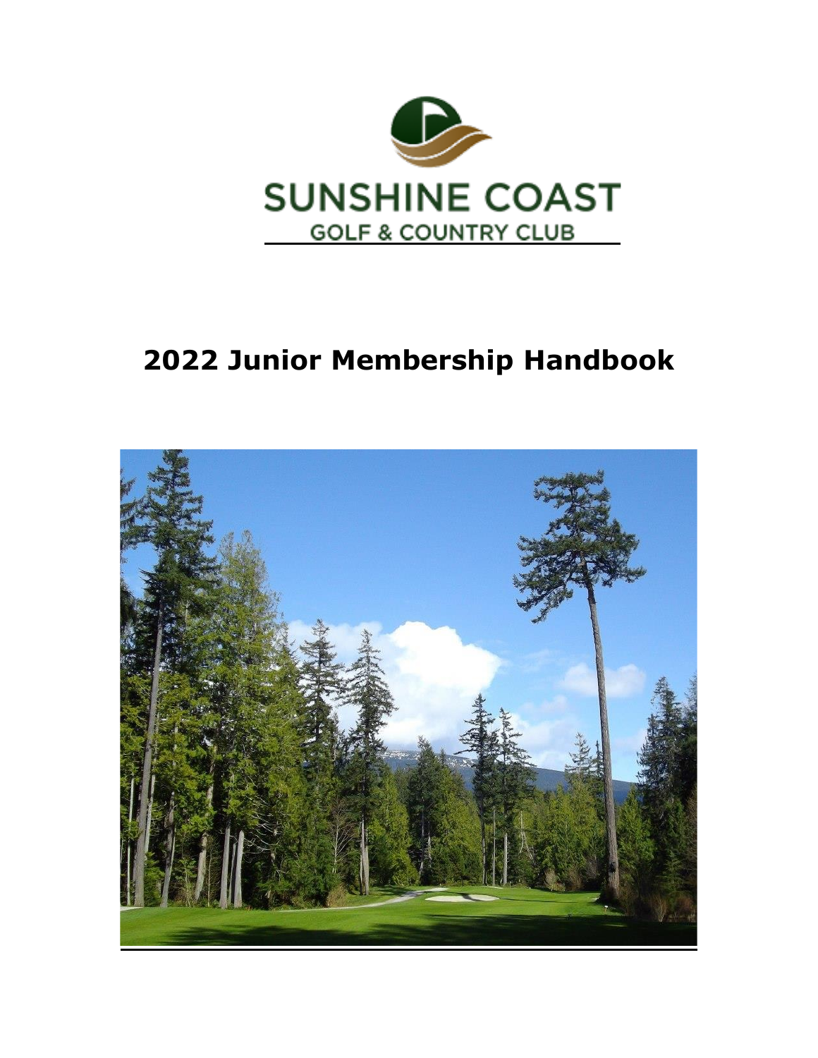SUNSHINE COAST

GOLF & COUNTRY CLUB

# 2022 Junior Membership Handbook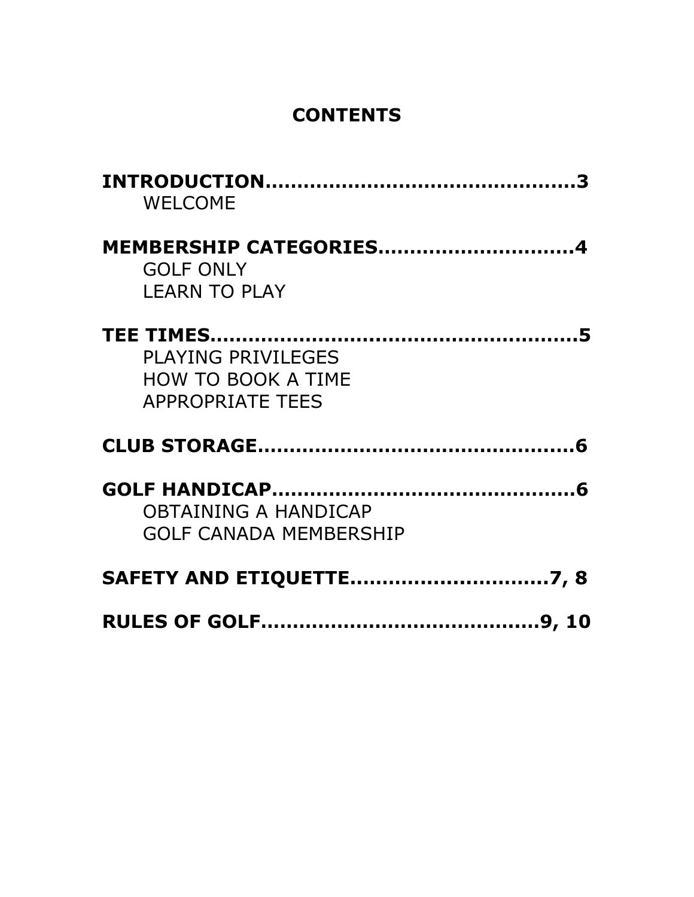# CONTENTS

**INTRODUCTION……………………………………………3**
    WELCOME

**MEMBERSHIP CATEGORIES…………………………4**
    GOLF ONLY
    LEARN TO PLAY

**TEE TIMES………………………………………………5**
    PLAYING PRIVILEGES
    HOW TO BOOK A TIME
    APPROPRIATE TEES

**CLUB STORAGE…………………………………………6**

**GOLF HANDICAP………………………………………6**
    OBTAINING A HANDICAP
    GOLF CANADA MEMBERSHIP

**SAFETY AND ETIQUETTE…………………………7, 8**

**RULES OF GOLF……………………………………9, 10**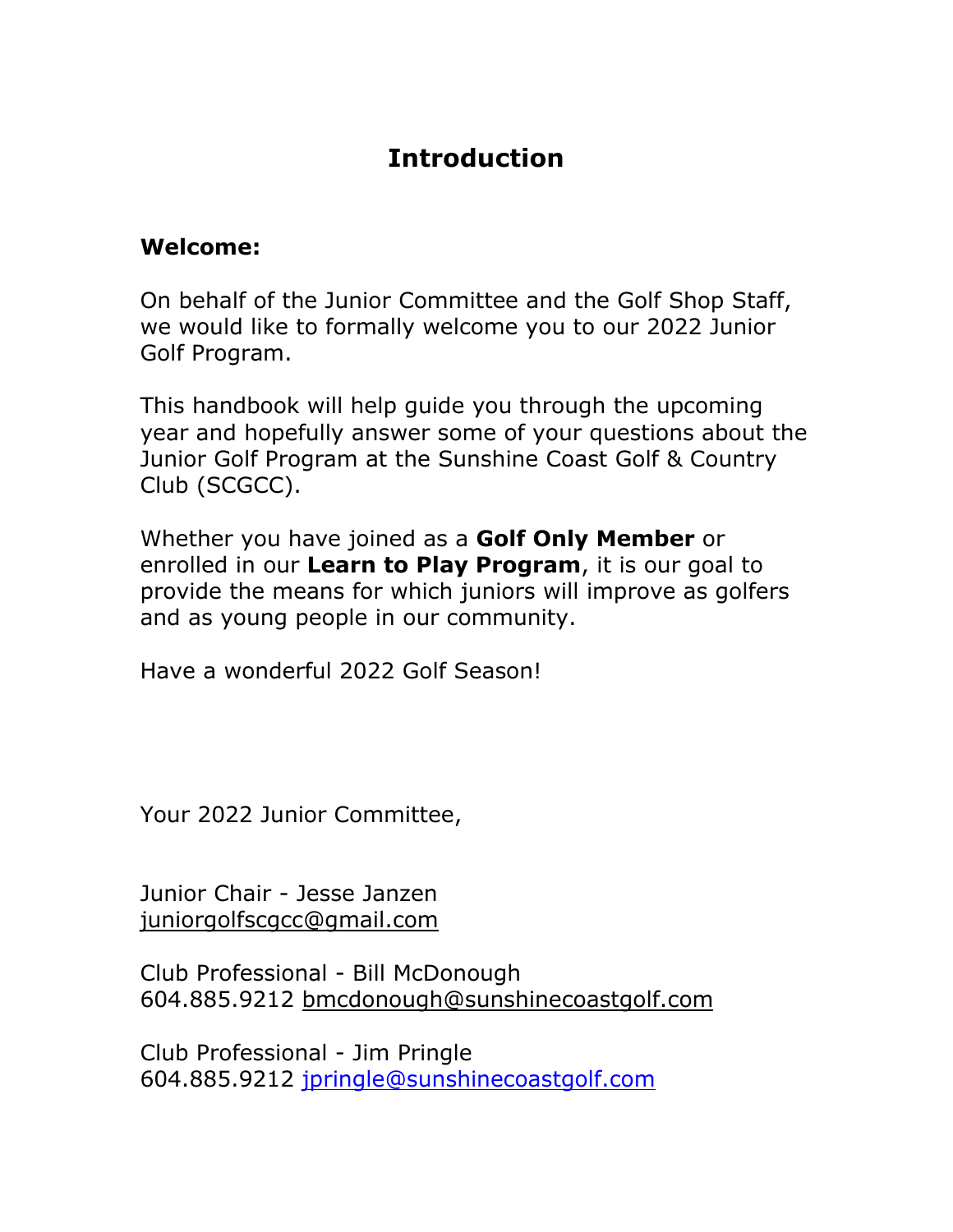# Introduction

**Welcome:**

On behalf of the Junior Committee and the Golf Shop Staff, we would like to formally welcome you to our 2022 Junior Golf Program.

This handbook will help guide you through the upcoming year and hopefully answer some of your questions about the Junior Golf Program at the Sunshine Coast Golf & Country Club (SCGCC).

Whether you have joined as a **Golf Only Member** or enrolled in our **Learn to Play Program**, it is our goal to provide the means for which juniors will improve as golfers and as young people in our community.

Have a wonderful 2022 Golf Season!

Your 2022 Junior Committee,

Junior Chair - Jesse Janzen
juniorgolfscgcc@gmail.com

Club Professional - Bill McDonough
604.885.9212 bmcdonough@sunshinecoastgolf.com

Club Professional - Jim Pringle
604.885.9212 jpringle@sunshinecoastgolf.com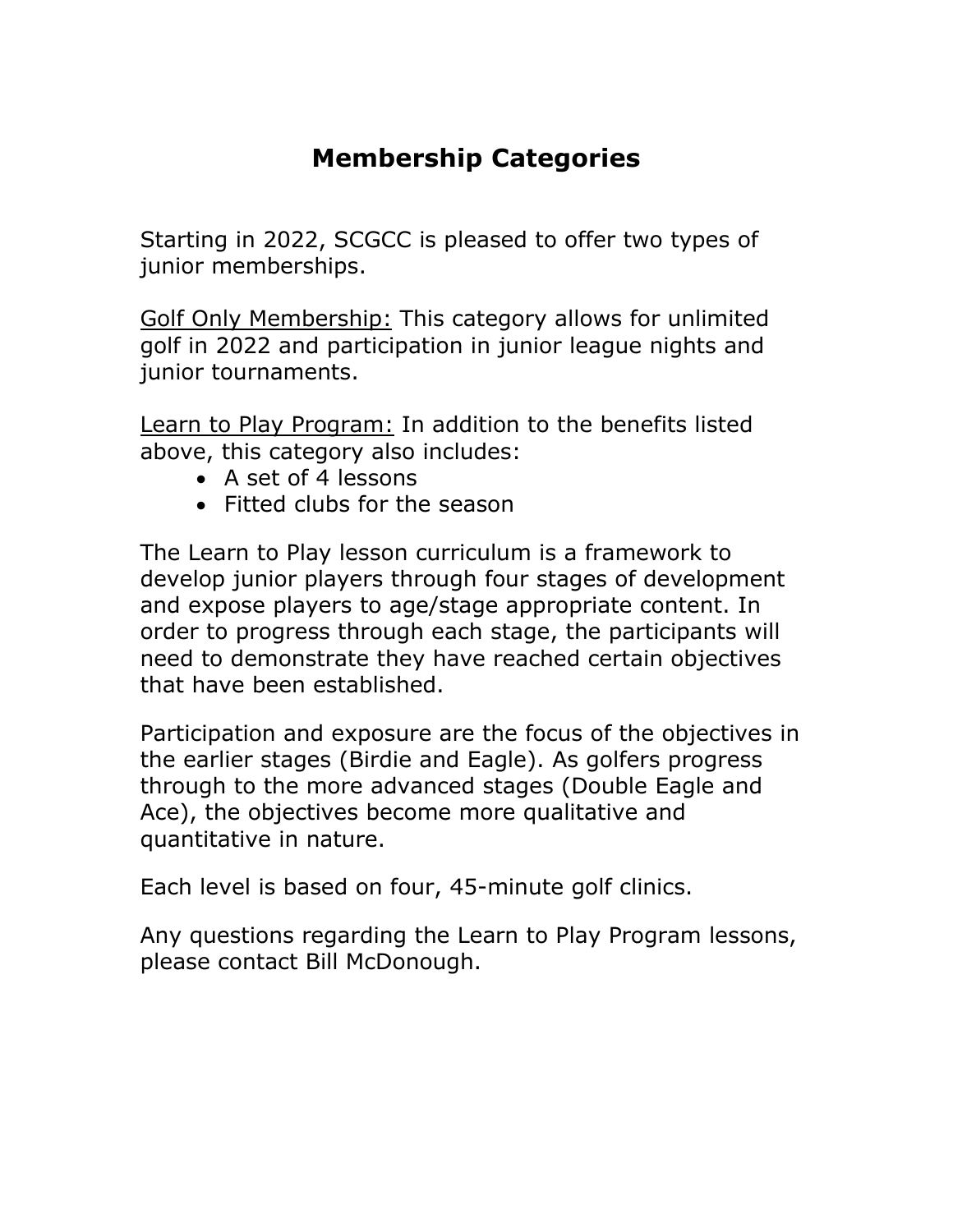# Membership Categories

Starting in 2022, SCGCC is pleased to offer two types of junior memberships.

<u>Golf Only Membership:</u> This category allows for unlimited golf in 2022 and participation in junior league nights and junior tournaments.

<u>Learn to Play Program:</u> In addition to the benefits listed above, this category also includes:

- A set of 4 lessons
- Fitted clubs for the season

The Learn to Play lesson curriculum is a framework to develop junior players through four stages of development and expose players to age/stage appropriate content. In order to progress through each stage, the participants will need to demonstrate they have reached certain objectives that have been established.

Participation and exposure are the focus of the objectives in the earlier stages (Birdie and Eagle). As golfers progress through to the more advanced stages (Double Eagle and Ace), the objectives become more qualitative and quantitative in nature.

Each level is based on four, 45-minute golf clinics.

Any questions regarding the Learn to Play Program lessons, please contact Bill McDonough.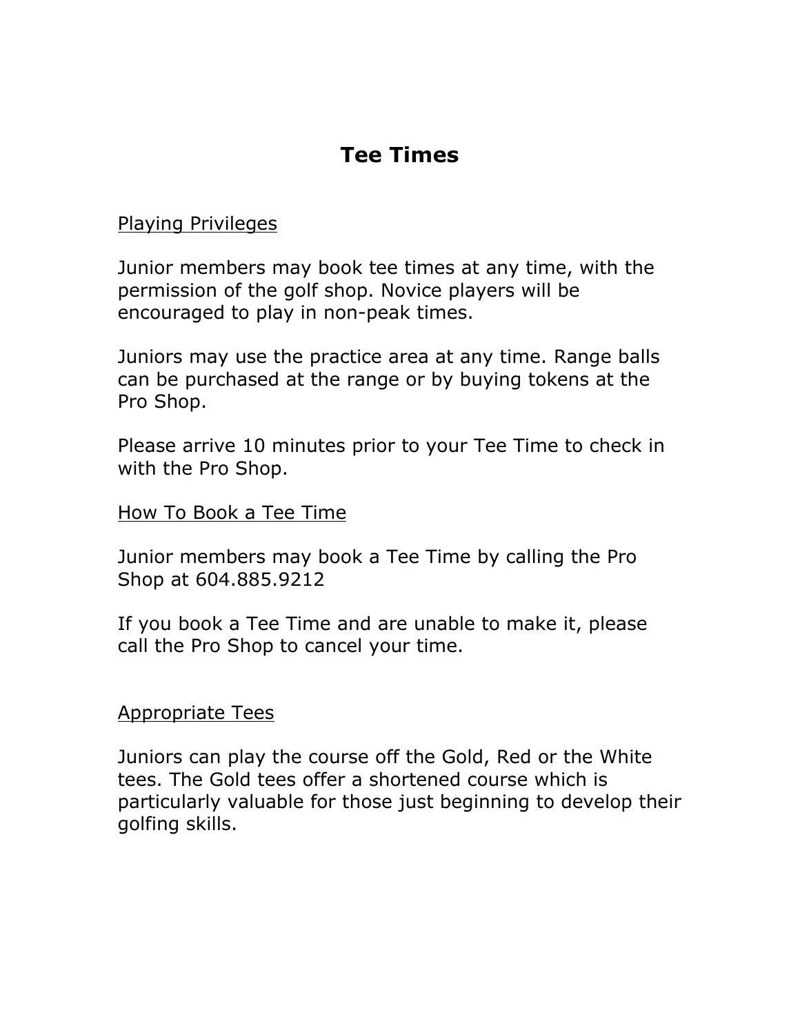# Tee Times

## Playing Privileges

Junior members may book tee times at any time, with the permission of the golf shop. Novice players will be encouraged to play in non-peak times.

Juniors may use the practice area at any time. Range balls can be purchased at the range or by buying tokens at the Pro Shop.

Please arrive 10 minutes prior to your Tee Time to check in with the Pro Shop.

## How To Book a Tee Time

Junior members may book a Tee Time by calling the Pro Shop at 604.885.9212

If you book a Tee Time and are unable to make it, please call the Pro Shop to cancel your time.

## Appropriate Tees

Juniors can play the course off the Gold, Red or the White tees. The Gold tees offer a shortened course which is particularly valuable for those just beginning to develop their golfing skills.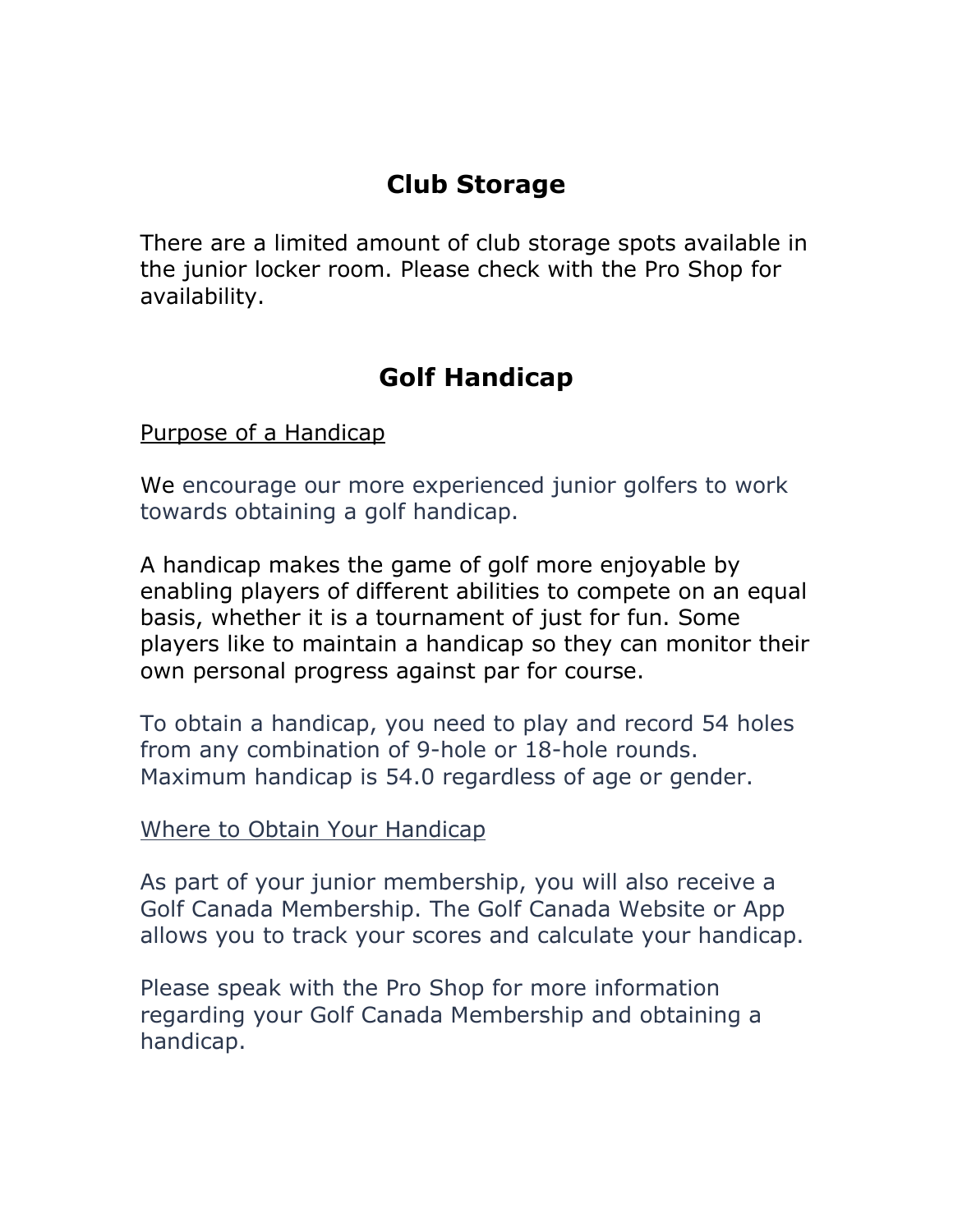## Club Storage

There are a limited amount of club storage spots available in the junior locker room. Please check with the Pro Shop for availability.

## Golf Handicap

<u>Purpose of a Handicap</u>

We encourage our more experienced junior golfers to work towards obtaining a golf handicap.

A handicap makes the game of golf more enjoyable by enabling players of different abilities to compete on an equal basis, whether it is a tournament of just for fun. Some players like to maintain a handicap so they can monitor their own personal progress against par for course.

To obtain a handicap, you need to play and record 54 holes from any combination of 9-hole or 18-hole rounds. Maximum handicap is 54.0 regardless of age or gender.

<u>Where to Obtain Your Handicap</u>

As part of your junior membership, you will also receive a Golf Canada Membership. The Golf Canada Website or App allows you to track your scores and calculate your handicap.

Please speak with the Pro Shop for more information regarding your Golf Canada Membership and obtaining a handicap.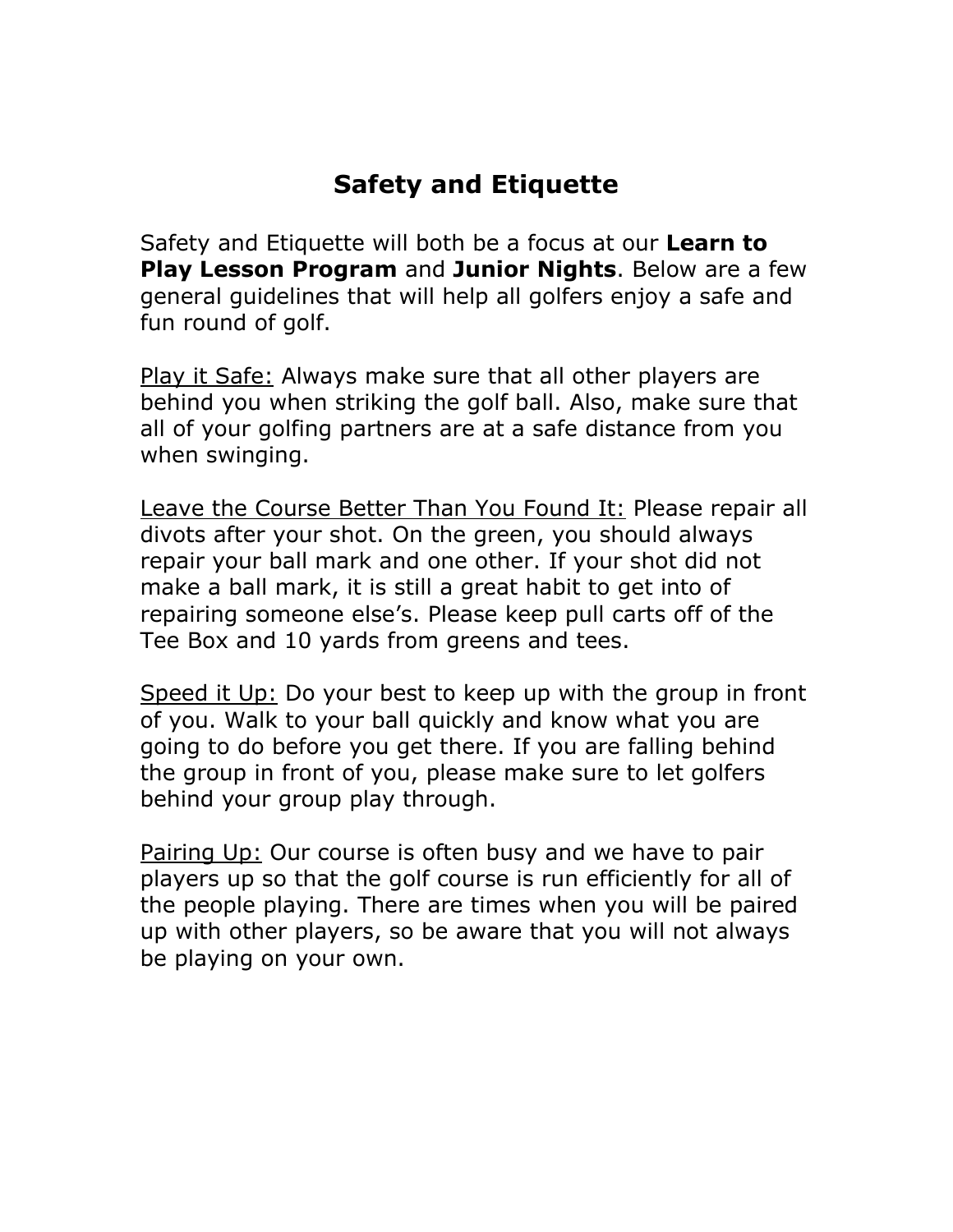# Safety and Etiquette

Safety and Etiquette will both be a focus at our **Learn to Play Lesson Program** and **Junior Nights**. Below are a few general guidelines that will help all golfers enjoy a safe and fun round of golf.

<u>Play it Safe:</u> Always make sure that all other players are behind you when striking the golf ball. Also, make sure that all of your golfing partners are at a safe distance from you when swinging.

<u>Leave the Course Better Than You Found It:</u> Please repair all divots after your shot. On the green, you should always repair your ball mark and one other. If your shot did not make a ball mark, it is still a great habit to get into of repairing someone else's. Please keep pull carts off of the Tee Box and 10 yards from greens and tees.

<u>Speed it Up:</u> Do your best to keep up with the group in front of you. Walk to your ball quickly and know what you are going to do before you get there. If you are falling behind the group in front of you, please make sure to let golfers behind your group play through.

<u>Pairing Up:</u> Our course is often busy and we have to pair players up so that the golf course is run efficiently for all of the people playing. There are times when you will be paired up with other players, so be aware that you will not always be playing on your own.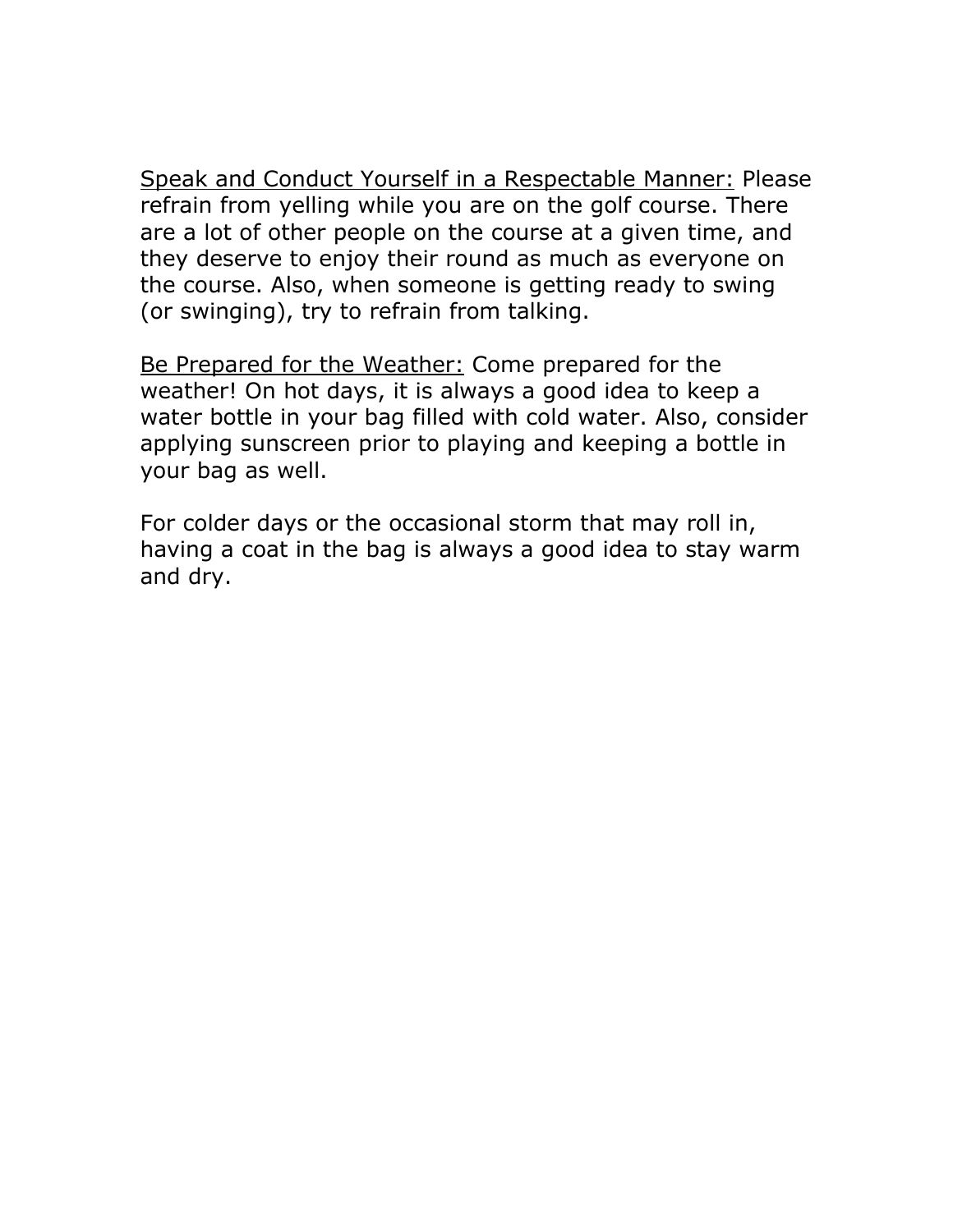<u>Speak and Conduct Yourself in a Respectable Manner:</u> Please refrain from yelling while you are on the golf course. There are a lot of other people on the course at a given time, and they deserve to enjoy their round as much as everyone on the course. Also, when someone is getting ready to swing (or swinging), try to refrain from talking.

<u>Be Prepared for the Weather:</u> Come prepared for the weather! On hot days, it is always a good idea to keep a water bottle in your bag filled with cold water. Also, consider applying sunscreen prior to playing and keeping a bottle in your bag as well.

For colder days or the occasional storm that may roll in, having a coat in the bag is always a good idea to stay warm and dry.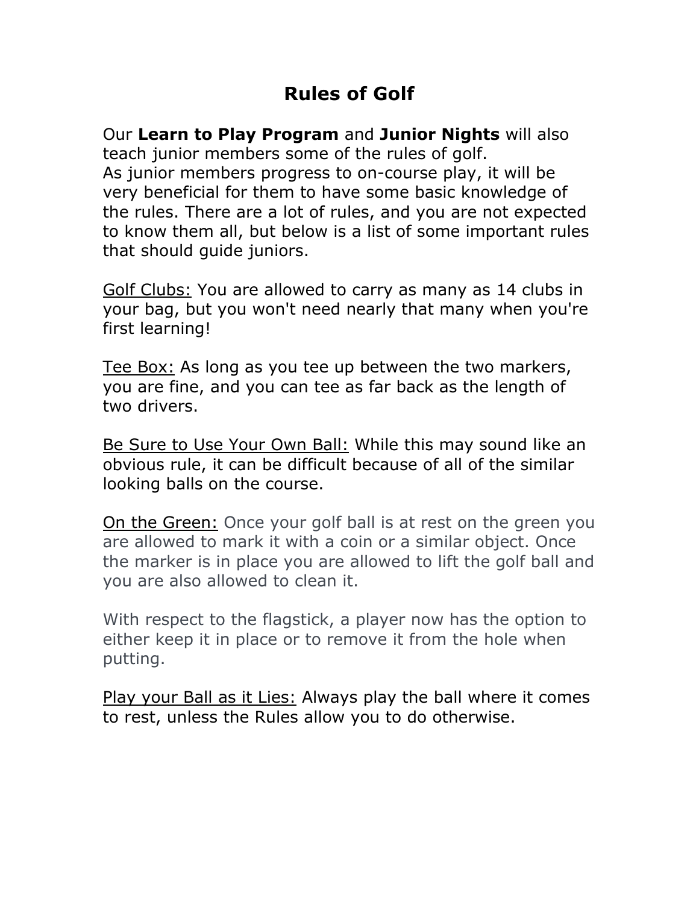# Rules of Golf

Our **Learn to Play Program** and **Junior Nights** will also teach junior members some of the rules of golf.
As junior members progress to on-course play, it will be very beneficial for them to have some basic knowledge of the rules. There are a lot of rules, and you are not expected to know them all, but below is a list of some important rules that should guide juniors.

<u>Golf Clubs:</u> You are allowed to carry as many as 14 clubs in your bag, but you won't need nearly that many when you're first learning!

<u>Tee Box:</u> As long as you tee up between the two markers, you are fine, and you can tee as far back as the length of two drivers.

<u>Be Sure to Use Your Own Ball:</u> While this may sound like an obvious rule, it can be difficult because of all of the similar looking balls on the course.

<u>On the Green:</u> Once your golf ball is at rest on the green you are allowed to mark it with a coin or a similar object. Once the marker is in place you are allowed to lift the golf ball and you are also allowed to clean it.

With respect to the flagstick, a player now has the option to either keep it in place or to remove it from the hole when putting.

<u>Play your Ball as it Lies:</u> Always play the ball where it comes to rest, unless the Rules allow you to do otherwise.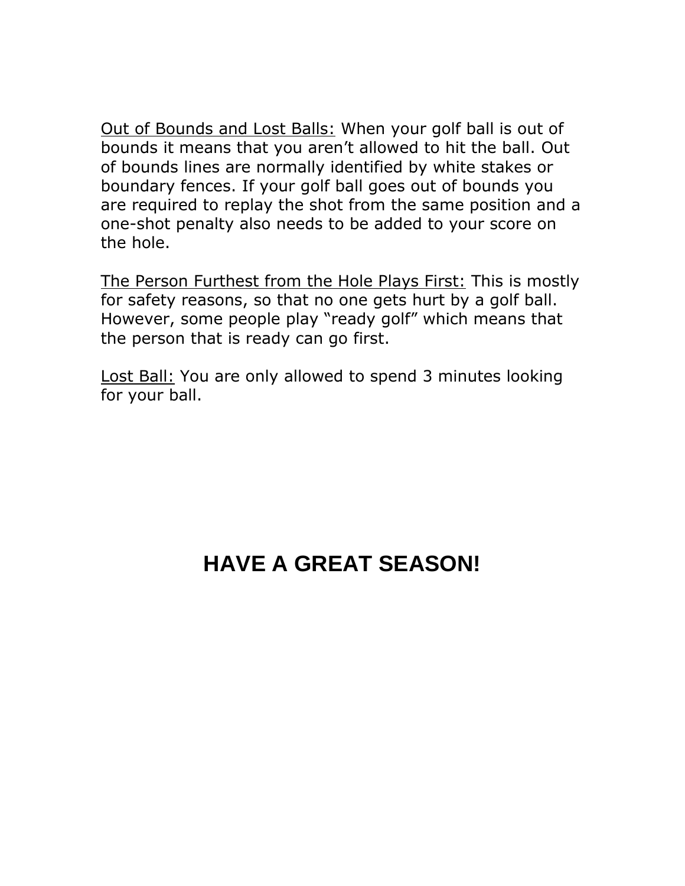<u>Out of Bounds and Lost Balls:</u> When your golf ball is out of bounds it means that you aren’t allowed to hit the ball. Out of bounds lines are normally identified by white stakes or boundary fences. If your golf ball goes out of bounds you are required to replay the shot from the same position and a one-shot penalty also needs to be added to your score on the hole.

<u>The Person Furthest from the Hole Plays First:</u> This is mostly for safety reasons, so that no one gets hurt by a golf ball. However, some people play “ready golf” which means that the person that is ready can go first.

<u>Lost Ball:</u> You are only allowed to spend 3 minutes looking for your ball.

# HAVE A GREAT SEASON!